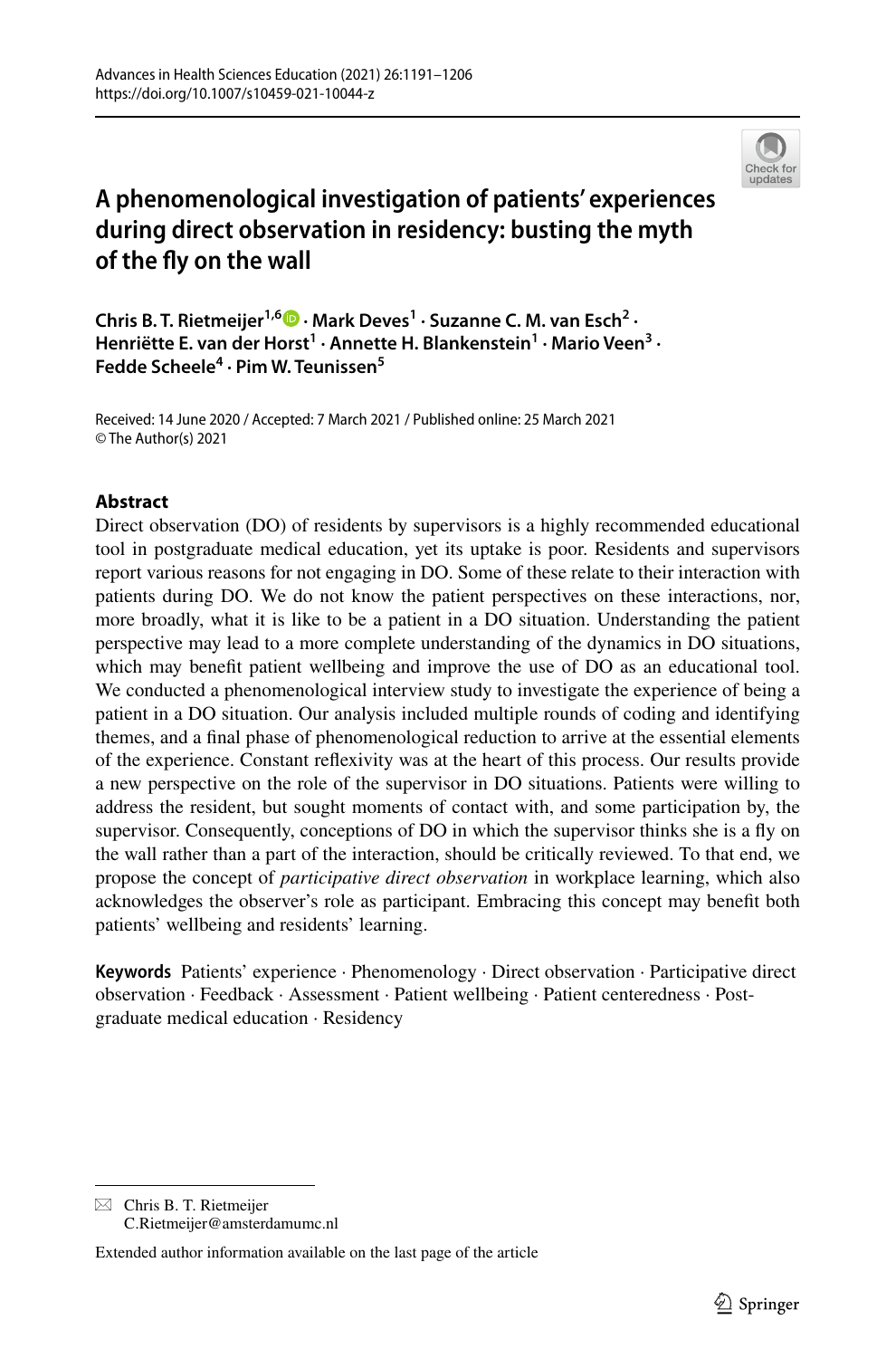# A phenomenological investigation of patients' experiences during direct observation in residency: busting the myth of the fly on the wall

**Chris B. T. Rietmeijer[1,6] · Mark Deves[1] · Suzanne C. M. van Esch[2] · Henriëtte E. van der Horst[1] · Annette H. Blankenstein[1] · Mario Veen[3] · Fedde Scheele[4] · Pim W. Teunissen[5]**

Received: 14 June 2020 / Accepted: 7 March 2021 / Published online: 25 March 2021
© The Author(s) 2021

## Abstract

Direct observation (DO) of residents by supervisors is a highly recommended educational tool in postgraduate medical education, yet its uptake is poor. Residents and supervisors report various reasons for not engaging in DO. Some of these relate to their interaction with patients during DO. We do not know the patient perspectives on these interactions, nor, more broadly, what it is like to be a patient in a DO situation. Understanding the patient perspective may lead to a more complete understanding of the dynamics in DO situations, which may benefit patient wellbeing and improve the use of DO as an educational tool. We conducted a phenomenological interview study to investigate the experience of being a patient in a DO situation. Our analysis included multiple rounds of coding and identifying themes, and a final phase of phenomenological reduction to arrive at the essential elements of the experience. Constant reflexivity was at the heart of this process. Our results provide a new perspective on the role of the supervisor in DO situations. Patients were willing to address the resident, but sought moments of contact with, and some participation by, the supervisor. Consequently, conceptions of DO in which the supervisor thinks she is a fly on the wall rather than a part of the interaction, should be critically reviewed. To that end, we propose the concept of *participative direct observation* in workplace learning, which also acknowledges the observer's role as participant. Embracing this concept may benefit both patients' wellbeing and residents' learning.

**Keywords** Patients' experience · Phenomenology · Direct observation · Participative direct observation · Feedback · Assessment · Patient wellbeing · Patient centeredness · Postgraduate medical education · Residency

---

✉ Chris B. T. Rietmeijer
C.Rietmeijer@amsterdamumc.nl

Extended author information available on the last page of the article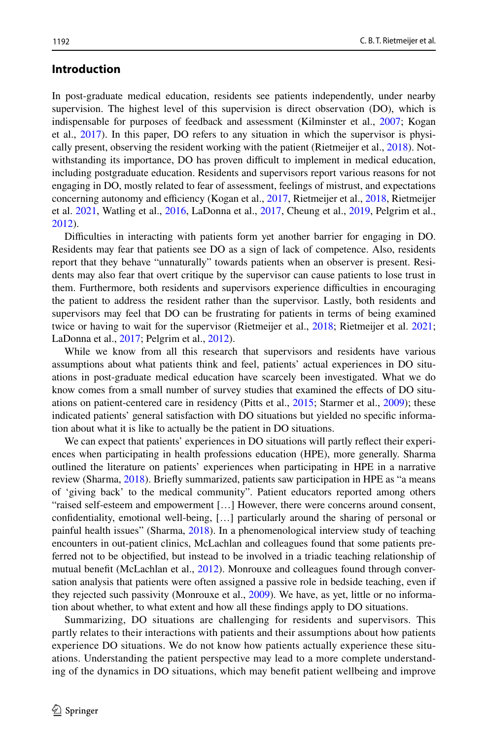## Introduction

In post-graduate medical education, residents see patients independently, under nearby supervision. The highest level of this supervision is direct observation (DO), which is indispensable for purposes of feedback and assessment (Kilminster et al., 2007; Kogan et al., 2017). In this paper, DO refers to any situation in which the supervisor is physically present, observing the resident working with the patient (Rietmeijer et al., 2018). Notwithstanding its importance, DO has proven difficult to implement in medical education, including postgraduate education. Residents and supervisors report various reasons for not engaging in DO, mostly related to fear of assessment, feelings of mistrust, and expectations concerning autonomy and efficiency (Kogan et al., 2017, Rietmeijer et al., 2018, Rietmeijer et al. 2021, Watling et al., 2016, LaDonna et al., 2017, Cheung et al., 2019, Pelgrim et al., 2012).

Difficulties in interacting with patients form yet another barrier for engaging in DO. Residents may fear that patients see DO as a sign of lack of competence. Also, residents report that they behave "unnaturally" towards patients when an observer is present. Residents may also fear that overt critique by the supervisor can cause patients to lose trust in them. Furthermore, both residents and supervisors experience difficulties in encouraging the patient to address the resident rather than the supervisor. Lastly, both residents and supervisors may feel that DO can be frustrating for patients in terms of being examined twice or having to wait for the supervisor (Rietmeijer et al., 2018; Rietmeijer et al. 2021; LaDonna et al., 2017; Pelgrim et al., 2012).

While we know from all this research that supervisors and residents have various assumptions about what patients think and feel, patients' actual experiences in DO situations in post-graduate medical education have scarcely been investigated. What we do know comes from a small number of survey studies that examined the effects of DO situations on patient-centered care in residency (Pitts et al., 2015; Starmer et al., 2009); these indicated patients' general satisfaction with DO situations but yielded no specific information about what it is like to actually be the patient in DO situations.

We can expect that patients' experiences in DO situations will partly reflect their experiences when participating in health professions education (HPE), more generally. Sharma outlined the literature on patients' experiences when participating in HPE in a narrative review (Sharma, 2018). Briefly summarized, patients saw participation in HPE as "a means of 'giving back' to the medical community". Patient educators reported among others "raised self-esteem and empowerment […] However, there were concerns around consent, confidentiality, emotional well-being, […] particularly around the sharing of personal or painful health issues" (Sharma, 2018). In a phenomenological interview study of teaching encounters in out-patient clinics, McLachlan and colleagues found that some patients preferred not to be objectified, but instead to be involved in a triadic teaching relationship of mutual benefit (McLachlan et al., 2012). Monrouxe and colleagues found through conversation analysis that patients were often assigned a passive role in bedside teaching, even if they rejected such passivity (Monrouxe et al., 2009). We have, as yet, little or no information about whether, to what extent and how all these findings apply to DO situations.

Summarizing, DO situations are challenging for residents and supervisors. This partly relates to their interactions with patients and their assumptions about how patients experience DO situations. We do not know how patients actually experience these situations. Understanding the patient perspective may lead to a more complete understanding of the dynamics in DO situations, which may benefit patient wellbeing and improve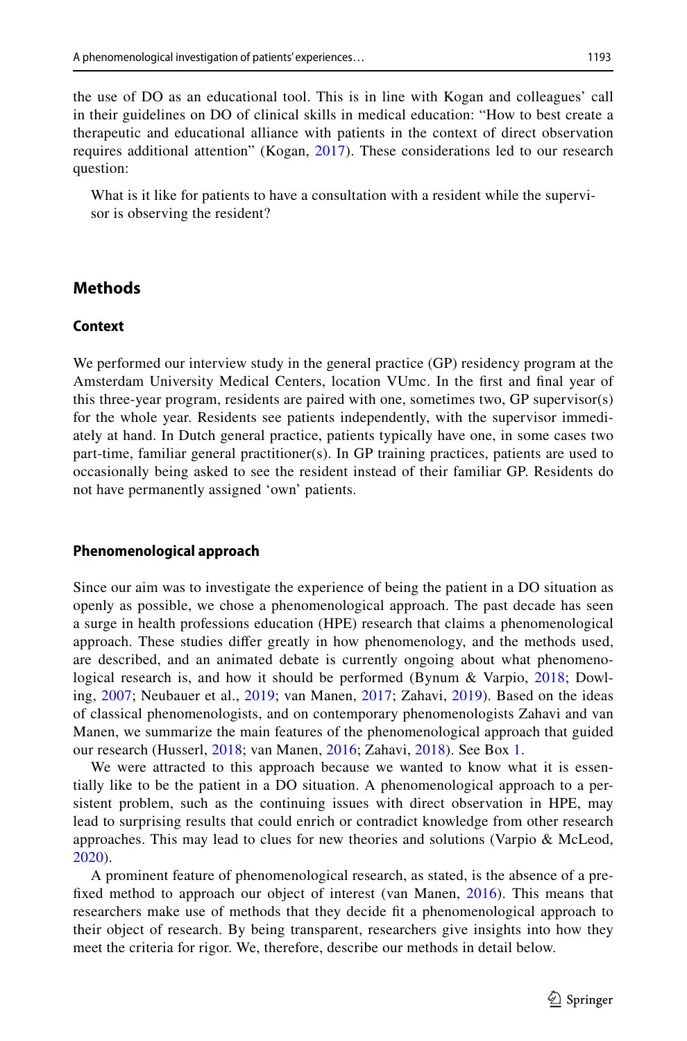the use of DO as an educational tool. This is in line with Kogan and colleagues' call in their guidelines on DO of clinical skills in medical education: "How to best create a therapeutic and educational alliance with patients in the context of direct observation requires additional attention" (Kogan, 2017). These considerations led to our research question:

> What is it like for patients to have a consultation with a resident while the supervisor is observing the resident?

## Methods

### Context

We performed our interview study in the general practice (GP) residency program at the Amsterdam University Medical Centers, location VUmc. In the first and final year of this three-year program, residents are paired with one, sometimes two, GP supervisor(s) for the whole year. Residents see patients independently, with the supervisor immediately at hand. In Dutch general practice, patients typically have one, in some cases two part-time, familiar general practitioner(s). In GP training practices, patients are used to occasionally being asked to see the resident instead of their familiar GP. Residents do not have permanently assigned 'own' patients.

### Phenomenological approach

Since our aim was to investigate the experience of being the patient in a DO situation as openly as possible, we chose a phenomenological approach. The past decade has seen a surge in health professions education (HPE) research that claims a phenomenological approach. These studies differ greatly in how phenomenology, and the methods used, are described, and an animated debate is currently ongoing about what phenomenological research is, and how it should be performed (Bynum & Varpio, 2018; Dowling, 2007; Neubauer et al., 2019; van Manen, 2017; Zahavi, 2019). Based on the ideas of classical phenomenologists, and on contemporary phenomenologists Zahavi and van Manen, we summarize the main features of the phenomenological approach that guided our research (Husserl, 2018; van Manen, 2016; Zahavi, 2018). See Box 1.

We were attracted to this approach because we wanted to know what it is essentially like to be the patient in a DO situation. A phenomenological approach to a persistent problem, such as the continuing issues with direct observation in HPE, may lead to surprising results that could enrich or contradict knowledge from other research approaches. This may lead to clues for new theories and solutions (Varpio & McLeod, 2020).

A prominent feature of phenomenological research, as stated, is the absence of a prefixed method to approach our object of interest (van Manen, 2016). This means that researchers make use of methods that they decide fit a phenomenological approach to their object of research. By being transparent, researchers give insights into how they meet the criteria for rigor. We, therefore, describe our methods in detail below.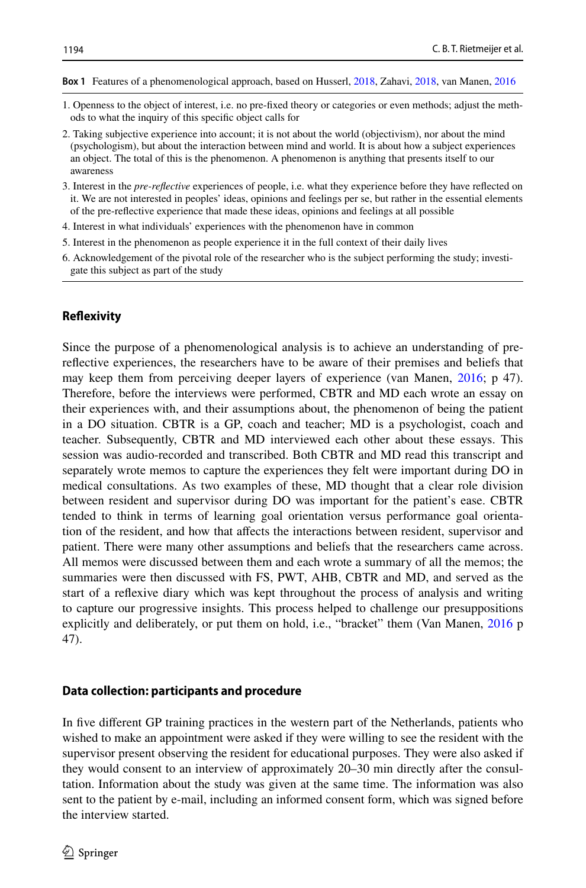**Box 1** Features of a phenomenological approach, based on Husserl, 2018, Zahavi, 2018, van Manen, 2016

1. Openness to the object of interest, i.e. no pre-fixed theory or categories or even methods; adjust the methods to what the inquiry of this specific object calls for
2. Taking subjective experience into account; it is not about the world (objectivism), nor about the mind (psychologism), but about the interaction between mind and world. It is about how a subject experiences an object. The total of this is the phenomenon. A phenomenon is anything that presents itself to our awareness
3. Interest in the *pre-reflective* experiences of people, i.e. what they experience before they have reflected on it. We are not interested in peoples' ideas, opinions and feelings per se, but rather in the essential elements of the pre-reflective experience that made these ideas, opinions and feelings at all possible
4. Interest in what individuals' experiences with the phenomenon have in common
5. Interest in the phenomenon as people experience it in the full context of their daily lives
6. Acknowledgement of the pivotal role of the researcher who is the subject performing the study; investigate this subject as part of the study

## Reflexivity

Since the purpose of a phenomenological analysis is to achieve an understanding of pre-reflective experiences, the researchers have to be aware of their premises and beliefs that may keep them from perceiving deeper layers of experience (van Manen, 2016; p 47). Therefore, before the interviews were performed, CBTR and MD each wrote an essay on their experiences with, and their assumptions about, the phenomenon of being the patient in a DO situation. CBTR is a GP, coach and teacher; MD is a psychologist, coach and teacher. Subsequently, CBTR and MD interviewed each other about these essays. This session was audio-recorded and transcribed. Both CBTR and MD read this transcript and separately wrote memos to capture the experiences they felt were important during DO in medical consultations. As two examples of these, MD thought that a clear role division between resident and supervisor during DO was important for the patient's ease. CBTR tended to think in terms of learning goal orientation versus performance goal orientation of the resident, and how that affects the interactions between resident, supervisor and patient. There were many other assumptions and beliefs that the researchers came across. All memos were discussed between them and each wrote a summary of all the memos; the summaries were then discussed with FS, PWT, AHB, CBTR and MD, and served as the start of a reflexive diary which was kept throughout the process of analysis and writing to capture our progressive insights. This process helped to challenge our presuppositions explicitly and deliberately, or put them on hold, i.e., "bracket" them (Van Manen, 2016 p 47).

## Data collection: participants and procedure

In five different GP training practices in the western part of the Netherlands, patients who wished to make an appointment were asked if they were willing to see the resident with the supervisor present observing the resident for educational purposes. They were also asked if they would consent to an interview of approximately 20–30 min directly after the consultation. Information about the study was given at the same time. The information was also sent to the patient by e-mail, including an informed consent form, which was signed before the interview started.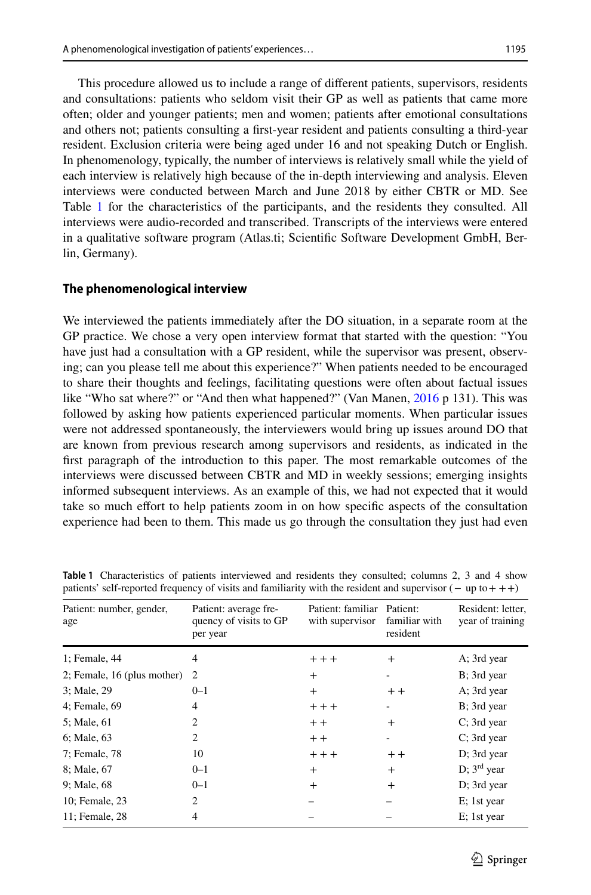This procedure allowed us to include a range of different patients, supervisors, residents and consultations: patients who seldom visit their GP as well as patients that came more often; older and younger patients; men and women; patients after emotional consultations and others not; patients consulting a first-year resident and patients consulting a third-year resident. Exclusion criteria were being aged under 16 and not speaking Dutch or English. In phenomenology, typically, the number of interviews is relatively small while the yield of each interview is relatively high because of the in-depth interviewing and analysis. Eleven interviews were conducted between March and June 2018 by either CBTR or MD. See Table 1 for the characteristics of the participants, and the residents they consulted. All interviews were audio-recorded and transcribed. Transcripts of the interviews were entered in a qualitative software program (Atlas.ti; Scientific Software Development GmbH, Berlin, Germany).

### The phenomenological interview

We interviewed the patients immediately after the DO situation, in a separate room at the GP practice. We chose a very open interview format that started with the question: "You have just had a consultation with a GP resident, while the supervisor was present, observing; can you please tell me about this experience?" When patients needed to be encouraged to share their thoughts and feelings, facilitating questions were often about factual issues like "Who sat where?" or "And then what happened?" (Van Manen, 2016 p 131). This was followed by asking how patients experienced particular moments. When particular issues were not addressed spontaneously, the interviewers would bring up issues around DO that are known from previous research among supervisors and residents, as indicated in the first paragraph of the introduction to this paper. The most remarkable outcomes of the interviews were discussed between CBTR and MD in weekly sessions; emerging insights informed subsequent interviews. As an example of this, we had not expected that it would take so much effort to help patients zoom in on how specific aspects of the consultation experience had been to them. This made us go through the consultation they just had even

**Table 1** Characteristics of patients interviewed and residents they consulted; columns 2, 3 and 4 show patients' self-reported frequency of visits and familiarity with the resident and supervisor (− up to + + +)

| Patient: number, gender, age | Patient: average frequency of visits to GP per year | Patient: familiar with supervisor | Patient: familiar with resident | Resident: letter, year of training |
|---|---|---|---|---|
| 1; Female, 44 | 4 | + + + | + | A; 3rd year |
| 2; Female, 16 (plus mother) | 2 | + | - | B; 3rd year |
| 3; Male, 29 | 0–1 | + | + + | A; 3rd year |
| 4; Female, 69 | 4 | + + + | - | B; 3rd year |
| 5; Male, 61 | 2 | + + | + | C; 3rd year |
| 6; Male, 63 | 2 | + + | - | C; 3rd year |
| 7; Female, 78 | 10 | + + + | + + | D; 3rd year |
| 8; Male, 67 | 0–1 | + | + | D; 3rd year |
| 9; Male, 68 | 0–1 | + | + | D; 3rd year |
| 10; Female, 23 | 2 | – | – | E; 1st year |
| 11; Female, 28 | 4 | – | – | E; 1st year |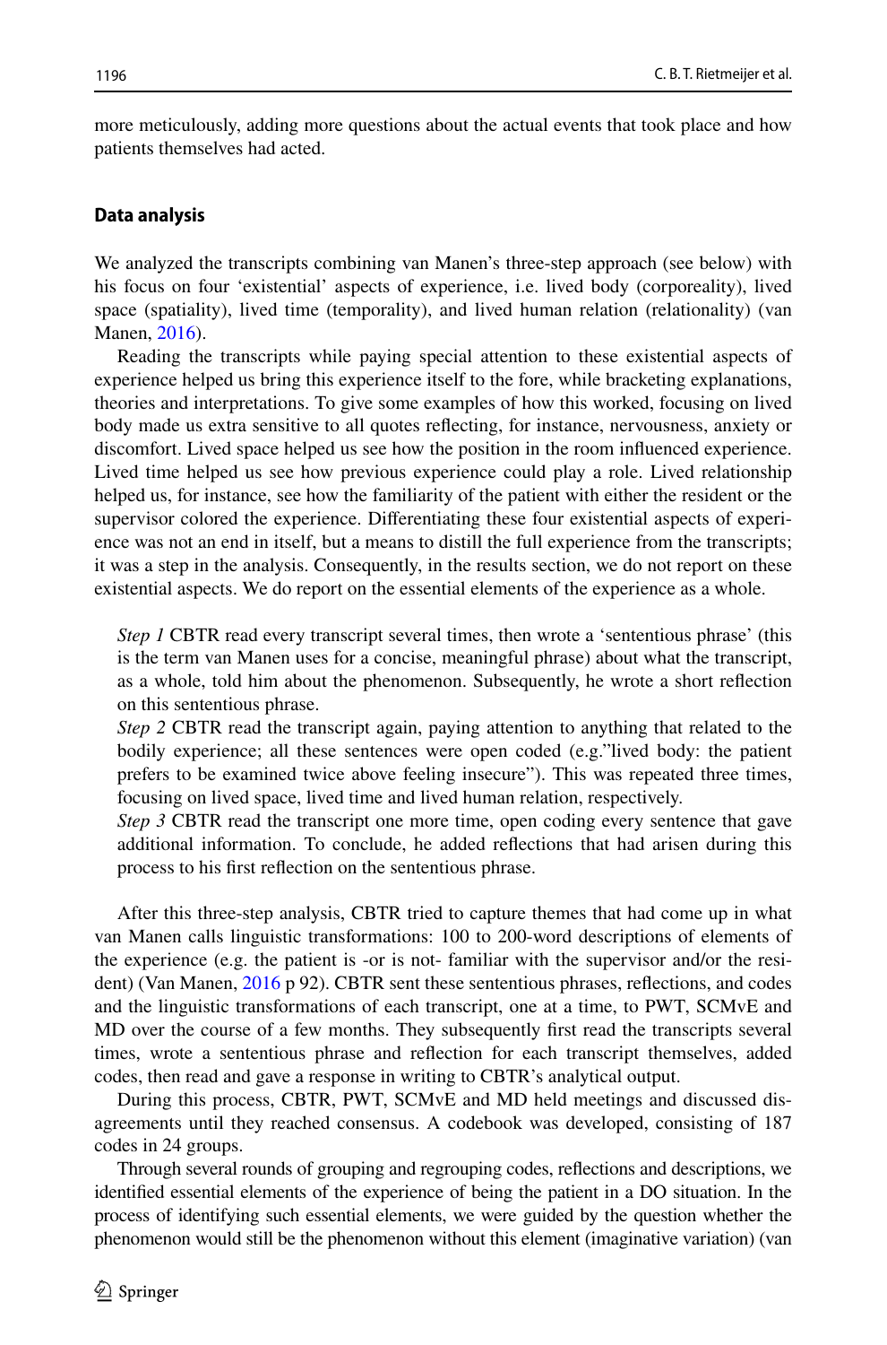more meticulously, adding more questions about the actual events that took place and how patients themselves had acted.

### Data analysis

We analyzed the transcripts combining van Manen's three-step approach (see below) with his focus on four 'existential' aspects of experience, i.e. lived body (corporeality), lived space (spatiality), lived time (temporality), and lived human relation (relationality) (van Manen, 2016).

Reading the transcripts while paying special attention to these existential aspects of experience helped us bring this experience itself to the fore, while bracketing explanations, theories and interpretations. To give some examples of how this worked, focusing on lived body made us extra sensitive to all quotes reflecting, for instance, nervousness, anxiety or discomfort. Lived space helped us see how the position in the room influenced experience. Lived time helped us see how previous experience could play a role. Lived relationship helped us, for instance, see how the familiarity of the patient with either the resident or the supervisor colored the experience. Differentiating these four existential aspects of experience was not an end in itself, but a means to distill the full experience from the transcripts; it was a step in the analysis. Consequently, in the results section, we do not report on these existential aspects. We do report on the essential elements of the experience as a whole.

*Step 1* CBTR read every transcript several times, then wrote a 'sententious phrase' (this is the term van Manen uses for a concise, meaningful phrase) about what the transcript, as a whole, told him about the phenomenon. Subsequently, he wrote a short reflection on this sententious phrase.

*Step 2* CBTR read the transcript again, paying attention to anything that related to the bodily experience; all these sentences were open coded (e.g."lived body: the patient prefers to be examined twice above feeling insecure"). This was repeated three times, focusing on lived space, lived time and lived human relation, respectively.

*Step 3* CBTR read the transcript one more time, open coding every sentence that gave additional information. To conclude, he added reflections that had arisen during this process to his first reflection on the sententious phrase.

After this three-step analysis, CBTR tried to capture themes that had come up in what van Manen calls linguistic transformations: 100 to 200-word descriptions of elements of the experience (e.g. the patient is -or is not- familiar with the supervisor and/or the resident) (Van Manen, 2016 p 92). CBTR sent these sententious phrases, reflections, and codes and the linguistic transformations of each transcript, one at a time, to PWT, SCMvE and MD over the course of a few months. They subsequently first read the transcripts several times, wrote a sententious phrase and reflection for each transcript themselves, added codes, then read and gave a response in writing to CBTR's analytical output.

During this process, CBTR, PWT, SCMvE and MD held meetings and discussed disagreements until they reached consensus. A codebook was developed, consisting of 187 codes in 24 groups.

Through several rounds of grouping and regrouping codes, reflections and descriptions, we identified essential elements of the experience of being the patient in a DO situation. In the process of identifying such essential elements, we were guided by the question whether the phenomenon would still be the phenomenon without this element (imaginative variation) (van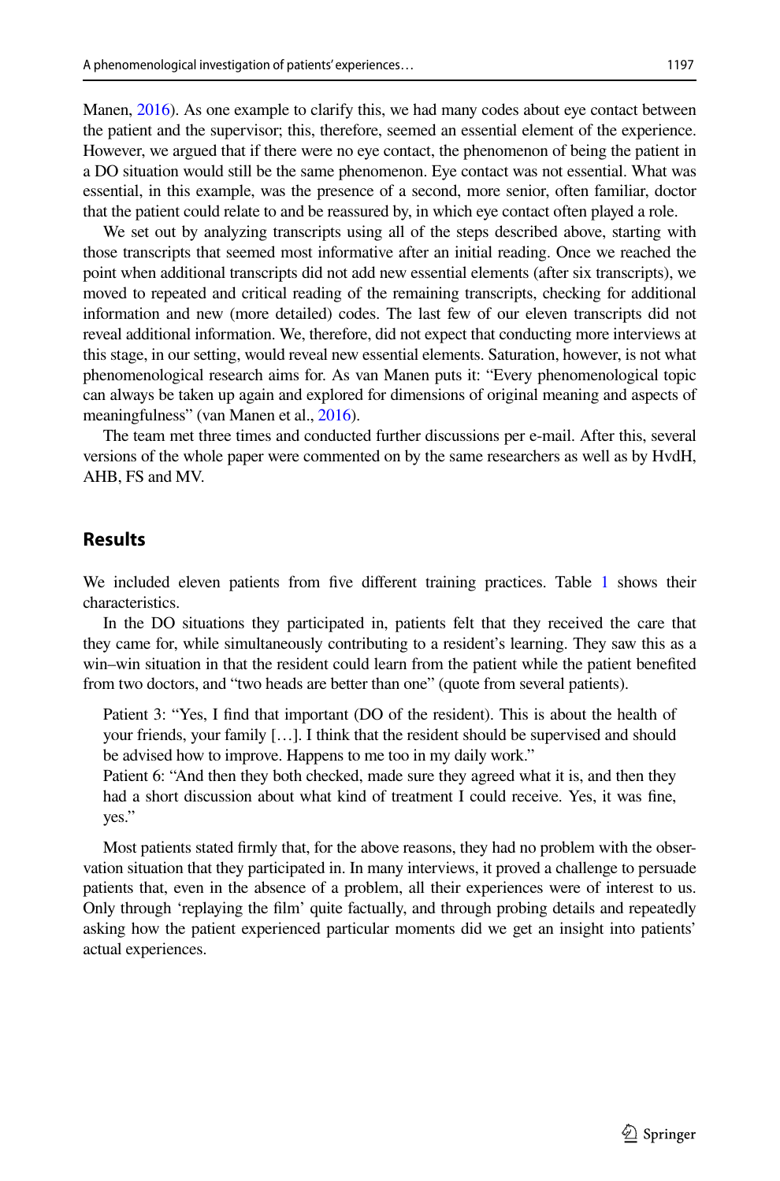Manen, 2016). As one example to clarify this, we had many codes about eye contact between the patient and the supervisor; this, therefore, seemed an essential element of the experience. However, we argued that if there were no eye contact, the phenomenon of being the patient in a DO situation would still be the same phenomenon. Eye contact was not essential. What was essential, in this example, was the presence of a second, more senior, often familiar, doctor that the patient could relate to and be reassured by, in which eye contact often played a role.

We set out by analyzing transcripts using all of the steps described above, starting with those transcripts that seemed most informative after an initial reading. Once we reached the point when additional transcripts did not add new essential elements (after six transcripts), we moved to repeated and critical reading of the remaining transcripts, checking for additional information and new (more detailed) codes. The last few of our eleven transcripts did not reveal additional information. We, therefore, did not expect that conducting more interviews at this stage, in our setting, would reveal new essential elements. Saturation, however, is not what phenomenological research aims for. As van Manen puts it: "Every phenomenological topic can always be taken up again and explored for dimensions of original meaning and aspects of meaningfulness" (van Manen et al., 2016).

The team met three times and conducted further discussions per e-mail. After this, several versions of the whole paper were commented on by the same researchers as well as by HvdH, AHB, FS and MV.

## Results

We included eleven patients from five different training practices. Table 1 shows their characteristics.

In the DO situations they participated in, patients felt that they received the care that they came for, while simultaneously contributing to a resident's learning. They saw this as a win–win situation in that the resident could learn from the patient while the patient benefited from two doctors, and "two heads are better than one" (quote from several patients).

> Patient 3: "Yes, I find that important (DO of the resident). This is about the health of your friends, your family […]. I think that the resident should be supervised and should be advised how to improve. Happens to me too in my daily work."
>
> Patient 6: "And then they both checked, made sure they agreed what it is, and then they had a short discussion about what kind of treatment I could receive. Yes, it was fine, yes."

Most patients stated firmly that, for the above reasons, they had no problem with the observation situation that they participated in. In many interviews, it proved a challenge to persuade patients that, even in the absence of a problem, all their experiences were of interest to us. Only through 'replaying the film' quite factually, and through probing details and repeatedly asking how the patient experienced particular moments did we get an insight into patients' actual experiences.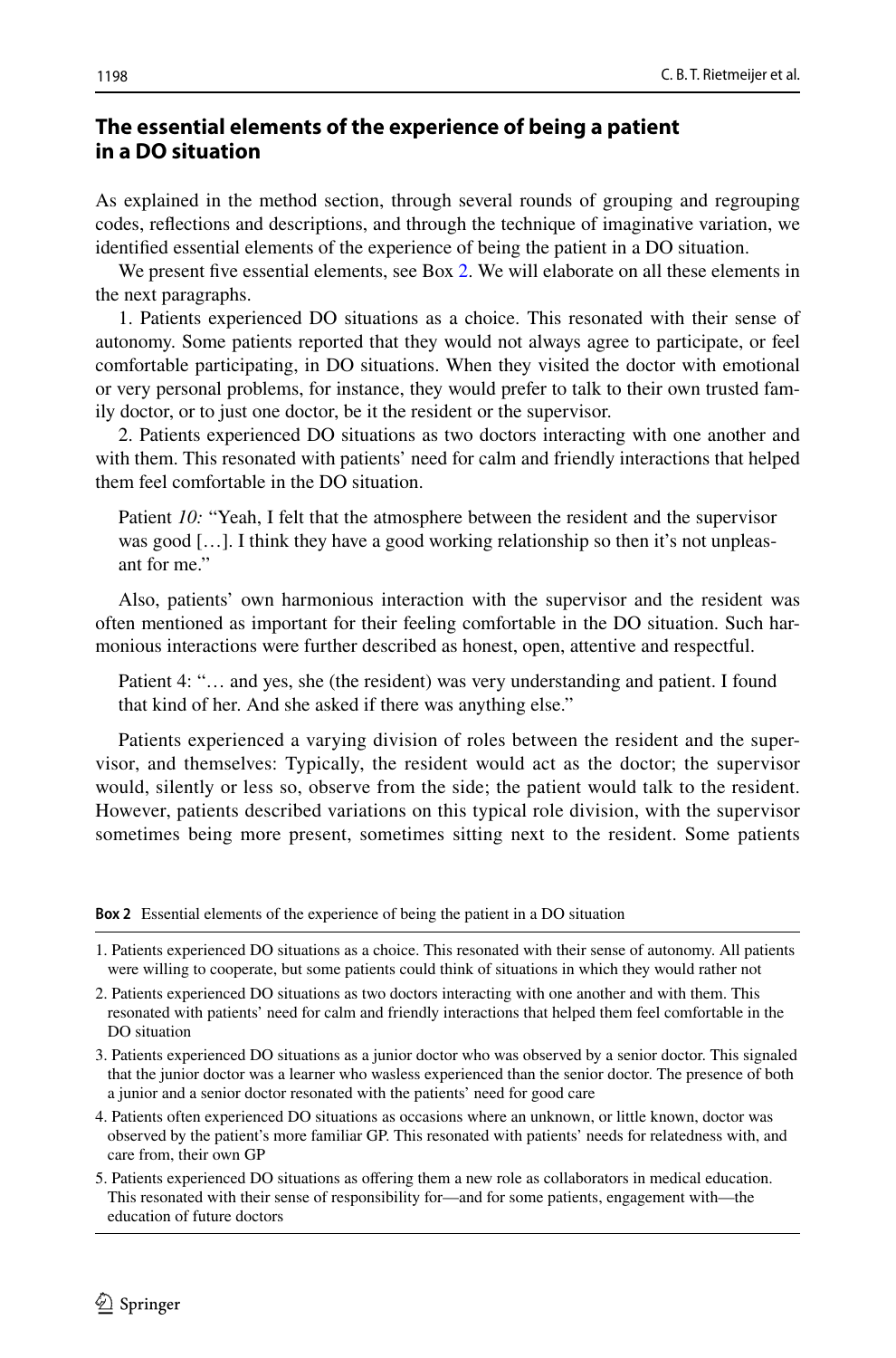## The essential elements of the experience of being a patient in a DO situation

As explained in the method section, through several rounds of grouping and regrouping codes, reflections and descriptions, and through the technique of imaginative variation, we identified essential elements of the experience of being the patient in a DO situation.

We present five essential elements, see Box 2. We will elaborate on all these elements in the next paragraphs.

1. Patients experienced DO situations as a choice. This resonated with their sense of autonomy. Some patients reported that they would not always agree to participate, or feel comfortable participating, in DO situations. When they visited the doctor with emotional or very personal problems, for instance, they would prefer to talk to their own trusted family doctor, or to just one doctor, be it the resident or the supervisor.

2. Patients experienced DO situations as two doctors interacting with one another and with them. This resonated with patients' need for calm and friendly interactions that helped them feel comfortable in the DO situation.

> Patient *10:* "Yeah, I felt that the atmosphere between the resident and the supervisor was good […]. I think they have a good working relationship so then it's not unpleasant for me."

Also, patients' own harmonious interaction with the supervisor and the resident was often mentioned as important for their feeling comfortable in the DO situation. Such harmonious interactions were further described as honest, open, attentive and respectful.

> Patient 4: "… and yes, she (the resident) was very understanding and patient. I found that kind of her. And she asked if there was anything else."

Patients experienced a varying division of roles between the resident and the supervisor, and themselves: Typically, the resident would act as the doctor; the supervisor would, silently or less so, observe from the side; the patient would talk to the resident. However, patients described variations on this typical role division, with the supervisor sometimes being more present, sometimes sitting next to the resident. Some patients

**Box 2** Essential elements of the experience of being the patient in a DO situation

1. Patients experienced DO situations as a choice. This resonated with their sense of autonomy. All patients were willing to cooperate, but some patients could think of situations in which they would rather not
2. Patients experienced DO situations as two doctors interacting with one another and with them. This resonated with patients' need for calm and friendly interactions that helped them feel comfortable in the DO situation
3. Patients experienced DO situations as a junior doctor who was observed by a senior doctor. This signaled that the junior doctor was a learner who wasless experienced than the senior doctor. The presence of both a junior and a senior doctor resonated with the patients' need for good care
4. Patients often experienced DO situations as occasions where an unknown, or little known, doctor was observed by the patient's more familiar GP. This resonated with patients' needs for relatedness with, and care from, their own GP
5. Patients experienced DO situations as offering them a new role as collaborators in medical education. This resonated with their sense of responsibility for—and for some patients, engagement with—the education of future doctors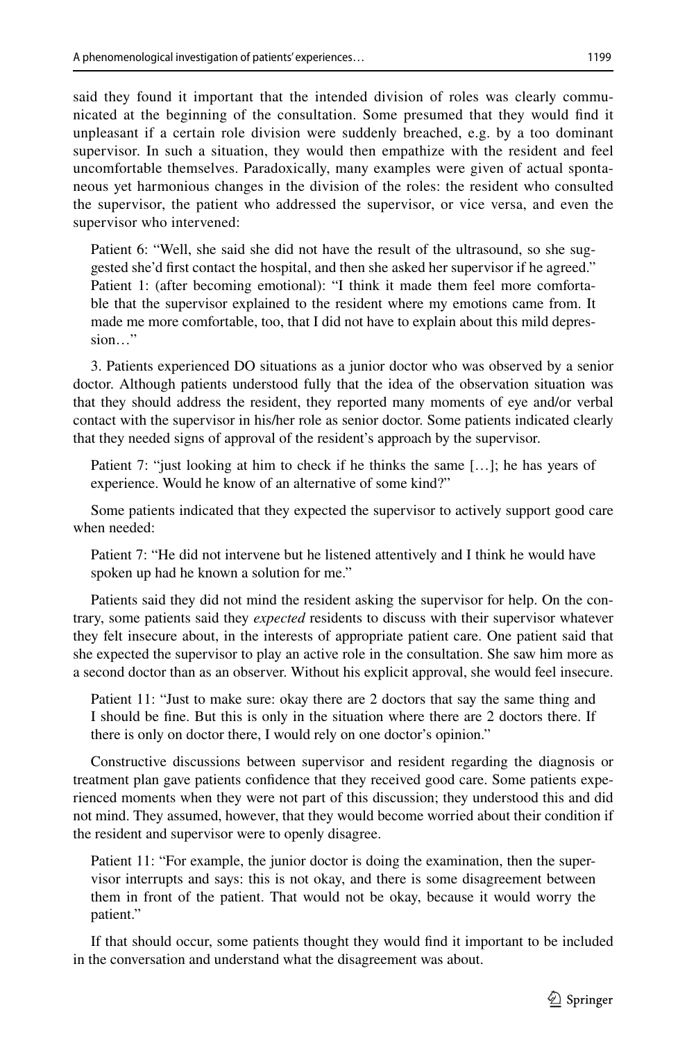said they found it important that the intended division of roles was clearly communicated at the beginning of the consultation. Some presumed that they would find it unpleasant if a certain role division were suddenly breached, e.g. by a too dominant supervisor. In such a situation, they would then empathize with the resident and feel uncomfortable themselves. Paradoxically, many examples were given of actual spontaneous yet harmonious changes in the division of the roles: the resident who consulted the supervisor, the patient who addressed the supervisor, or vice versa, and even the supervisor who intervened:

> Patient 6: "Well, she said she did not have the result of the ultrasound, so she suggested she'd first contact the hospital, and then she asked her supervisor if he agreed."
> Patient 1: (after becoming emotional): "I think it made them feel more comfortable that the supervisor explained to the resident where my emotions came from. It made me more comfortable, too, that I did not have to explain about this mild depression…"

3. Patients experienced DO situations as a junior doctor who was observed by a senior doctor. Although patients understood fully that the idea of the observation situation was that they should address the resident, they reported many moments of eye and/or verbal contact with the supervisor in his/her role as senior doctor. Some patients indicated clearly that they needed signs of approval of the resident's approach by the supervisor.

> Patient 7: "just looking at him to check if he thinks the same […]; he has years of experience. Would he know of an alternative of some kind?"

Some patients indicated that they expected the supervisor to actively support good care when needed:

> Patient 7: "He did not intervene but he listened attentively and I think he would have spoken up had he known a solution for me."

Patients said they did not mind the resident asking the supervisor for help. On the contrary, some patients said they *expected* residents to discuss with their supervisor whatever they felt insecure about, in the interests of appropriate patient care. One patient said that she expected the supervisor to play an active role in the consultation. She saw him more as a second doctor than as an observer. Without his explicit approval, she would feel insecure.

> Patient 11: "Just to make sure: okay there are 2 doctors that say the same thing and I should be fine. But this is only in the situation where there are 2 doctors there. If there is only on doctor there, I would rely on one doctor's opinion."

Constructive discussions between supervisor and resident regarding the diagnosis or treatment plan gave patients confidence that they received good care. Some patients experienced moments when they were not part of this discussion; they understood this and did not mind. They assumed, however, that they would become worried about their condition if the resident and supervisor were to openly disagree.

> Patient 11: "For example, the junior doctor is doing the examination, then the supervisor interrupts and says: this is not okay, and there is some disagreement between them in front of the patient. That would not be okay, because it would worry the patient."

If that should occur, some patients thought they would find it important to be included in the conversation and understand what the disagreement was about.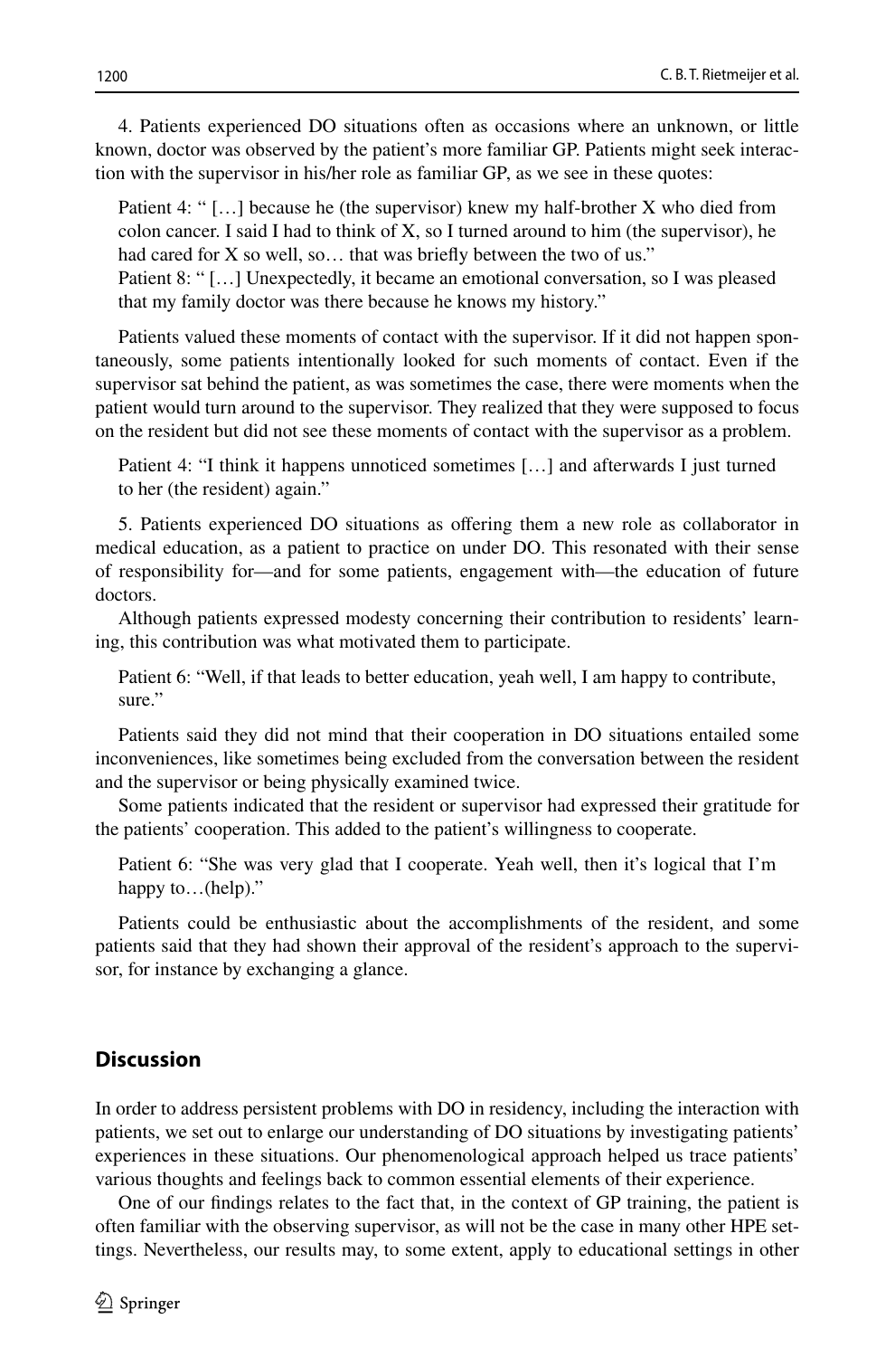4. Patients experienced DO situations often as occasions where an unknown, or little known, doctor was observed by the patient's more familiar GP. Patients might seek interaction with the supervisor in his/her role as familiar GP, as we see in these quotes:

> Patient 4: " […] because he (the supervisor) knew my half-brother X who died from colon cancer. I said I had to think of X, so I turned around to him (the supervisor), he had cared for X so well, so… that was briefly between the two of us."
> Patient 8: " […] Unexpectedly, it became an emotional conversation, so I was pleased that my family doctor was there because he knows my history."

Patients valued these moments of contact with the supervisor. If it did not happen spontaneously, some patients intentionally looked for such moments of contact. Even if the supervisor sat behind the patient, as was sometimes the case, there were moments when the patient would turn around to the supervisor. They realized that they were supposed to focus on the resident but did not see these moments of contact with the supervisor as a problem.

> Patient 4: "I think it happens unnoticed sometimes […] and afterwards I just turned to her (the resident) again."

5. Patients experienced DO situations as offering them a new role as collaborator in medical education, as a patient to practice on under DO. This resonated with their sense of responsibility for—and for some patients, engagement with—the education of future doctors.

Although patients expressed modesty concerning their contribution to residents' learning, this contribution was what motivated them to participate.

> Patient 6: "Well, if that leads to better education, yeah well, I am happy to contribute, sure."

Patients said they did not mind that their cooperation in DO situations entailed some inconveniences, like sometimes being excluded from the conversation between the resident and the supervisor or being physically examined twice.

Some patients indicated that the resident or supervisor had expressed their gratitude for the patients' cooperation. This added to the patient's willingness to cooperate.

> Patient 6: "She was very glad that I cooperate. Yeah well, then it's logical that I'm happy to…(help)."

Patients could be enthusiastic about the accomplishments of the resident, and some patients said that they had shown their approval of the resident's approach to the supervisor, for instance by exchanging a glance.

## Discussion

In order to address persistent problems with DO in residency, including the interaction with patients, we set out to enlarge our understanding of DO situations by investigating patients' experiences in these situations. Our phenomenological approach helped us trace patients' various thoughts and feelings back to common essential elements of their experience.

One of our findings relates to the fact that, in the context of GP training, the patient is often familiar with the observing supervisor, as will not be the case in many other HPE settings. Nevertheless, our results may, to some extent, apply to educational settings in other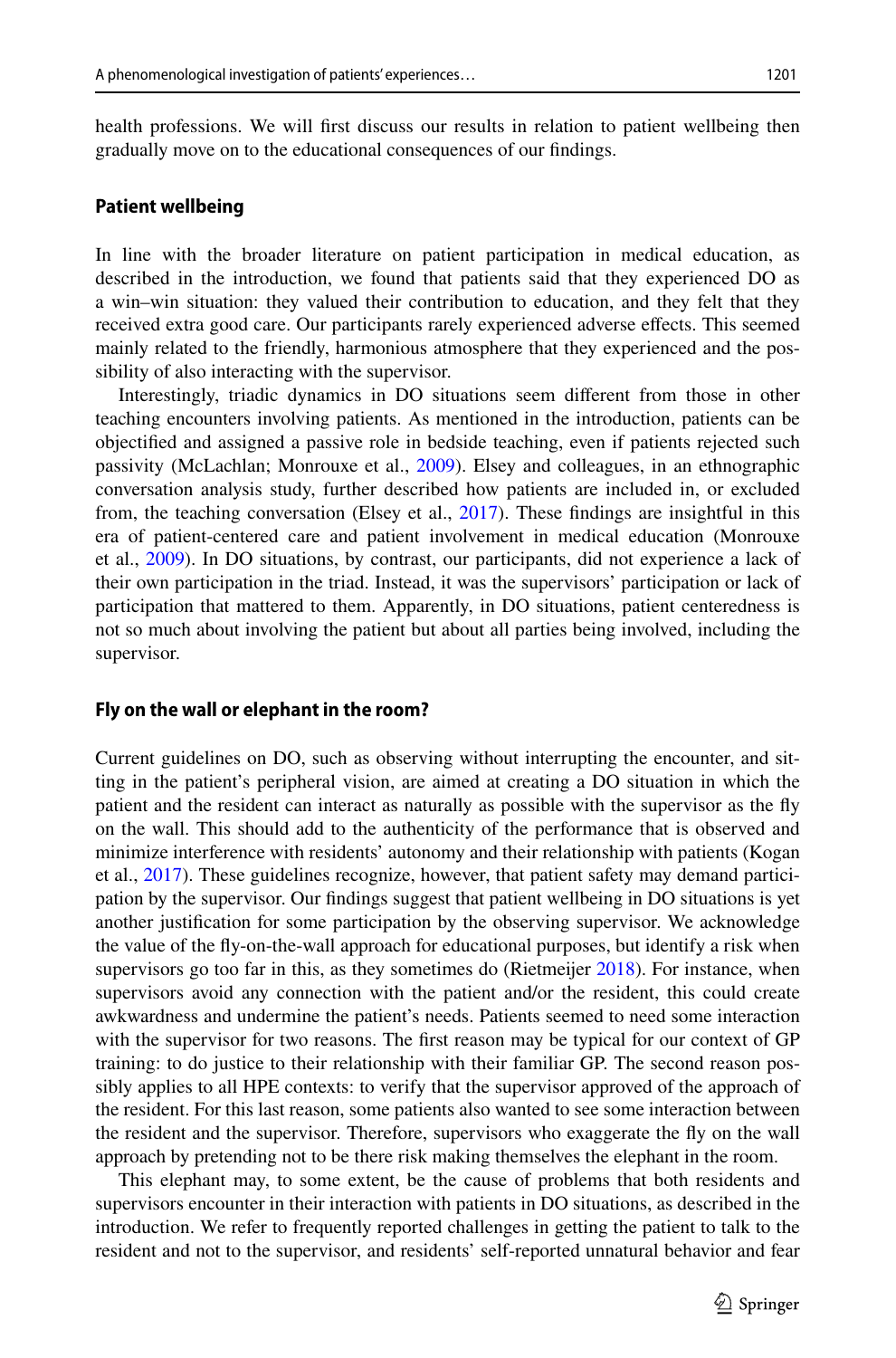health professions. We will first discuss our results in relation to patient wellbeing then gradually move on to the educational consequences of our findings.

### Patient wellbeing

In line with the broader literature on patient participation in medical education, as described in the introduction, we found that patients said that they experienced DO as a win–win situation: they valued their contribution to education, and they felt that they received extra good care. Our participants rarely experienced adverse effects. This seemed mainly related to the friendly, harmonious atmosphere that they experienced and the possibility of also interacting with the supervisor.

Interestingly, triadic dynamics in DO situations seem different from those in other teaching encounters involving patients. As mentioned in the introduction, patients can be objectified and assigned a passive role in bedside teaching, even if patients rejected such passivity (McLachlan; Monrouxe et al., 2009). Elsey and colleagues, in an ethnographic conversation analysis study, further described how patients are included in, or excluded from, the teaching conversation (Elsey et al., 2017). These findings are insightful in this era of patient-centered care and patient involvement in medical education (Monrouxe et al., 2009). In DO situations, by contrast, our participants, did not experience a lack of their own participation in the triad. Instead, it was the supervisors' participation or lack of participation that mattered to them. Apparently, in DO situations, patient centeredness is not so much about involving the patient but about all parties being involved, including the supervisor.

### Fly on the wall or elephant in the room?

Current guidelines on DO, such as observing without interrupting the encounter, and sitting in the patient's peripheral vision, are aimed at creating a DO situation in which the patient and the resident can interact as naturally as possible with the supervisor as the fly on the wall. This should add to the authenticity of the performance that is observed and minimize interference with residents' autonomy and their relationship with patients (Kogan et al., 2017). These guidelines recognize, however, that patient safety may demand participation by the supervisor. Our findings suggest that patient wellbeing in DO situations is yet another justification for some participation by the observing supervisor. We acknowledge the value of the fly-on-the-wall approach for educational purposes, but identify a risk when supervisors go too far in this, as they sometimes do (Rietmeijer 2018). For instance, when supervisors avoid any connection with the patient and/or the resident, this could create awkwardness and undermine the patient's needs. Patients seemed to need some interaction with the supervisor for two reasons. The first reason may be typical for our context of GP training: to do justice to their relationship with their familiar GP. The second reason possibly applies to all HPE contexts: to verify that the supervisor approved of the approach of the resident. For this last reason, some patients also wanted to see some interaction between the resident and the supervisor. Therefore, supervisors who exaggerate the fly on the wall approach by pretending not to be there risk making themselves the elephant in the room.

This elephant may, to some extent, be the cause of problems that both residents and supervisors encounter in their interaction with patients in DO situations, as described in the introduction. We refer to frequently reported challenges in getting the patient to talk to the resident and not to the supervisor, and residents' self-reported unnatural behavior and fear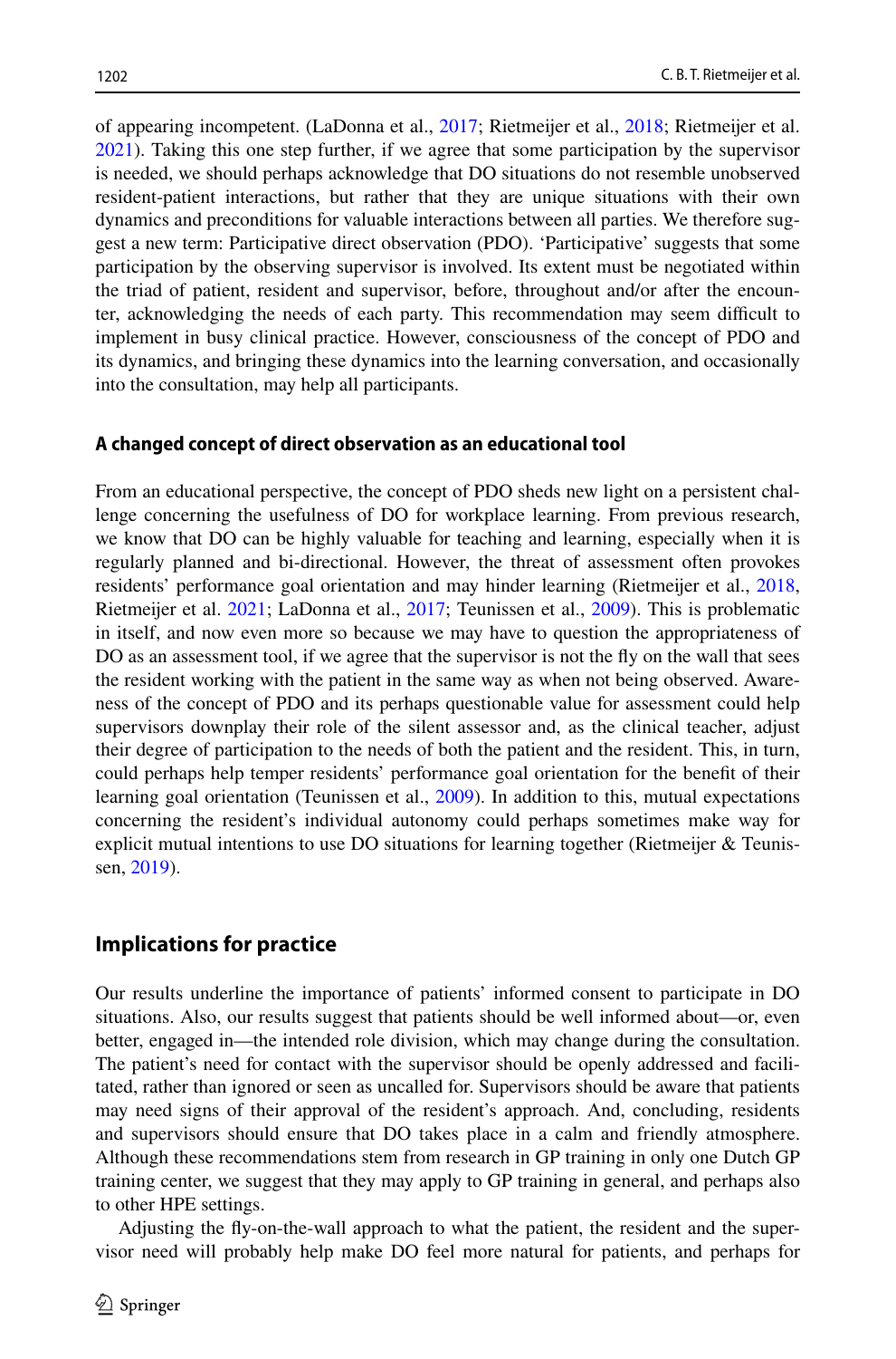of appearing incompetent. (LaDonna et al., 2017; Rietmeijer et al., 2018; Rietmeijer et al. 2021). Taking this one step further, if we agree that some participation by the supervisor is needed, we should perhaps acknowledge that DO situations do not resemble unobserved resident-patient interactions, but rather that they are unique situations with their own dynamics and preconditions for valuable interactions between all parties. We therefore suggest a new term: Participative direct observation (PDO). 'Participative' suggests that some participation by the observing supervisor is involved. Its extent must be negotiated within the triad of patient, resident and supervisor, before, throughout and/or after the encounter, acknowledging the needs of each party. This recommendation may seem difficult to implement in busy clinical practice. However, consciousness of the concept of PDO and its dynamics, and bringing these dynamics into the learning conversation, and occasionally into the consultation, may help all participants.

### A changed concept of direct observation as an educational tool

From an educational perspective, the concept of PDO sheds new light on a persistent challenge concerning the usefulness of DO for workplace learning. From previous research, we know that DO can be highly valuable for teaching and learning, especially when it is regularly planned and bi-directional. However, the threat of assessment often provokes residents' performance goal orientation and may hinder learning (Rietmeijer et al., 2018, Rietmeijer et al. 2021; LaDonna et al., 2017; Teunissen et al., 2009). This is problematic in itself, and now even more so because we may have to question the appropriateness of DO as an assessment tool, if we agree that the supervisor is not the fly on the wall that sees the resident working with the patient in the same way as when not being observed. Awareness of the concept of PDO and its perhaps questionable value for assessment could help supervisors downplay their role of the silent assessor and, as the clinical teacher, adjust their degree of participation to the needs of both the patient and the resident. This, in turn, could perhaps help temper residents' performance goal orientation for the benefit of their learning goal orientation (Teunissen et al., 2009). In addition to this, mutual expectations concerning the resident's individual autonomy could perhaps sometimes make way for explicit mutual intentions to use DO situations for learning together (Rietmeijer & Teunissen, 2019).

## Implications for practice

Our results underline the importance of patients' informed consent to participate in DO situations. Also, our results suggest that patients should be well informed about—or, even better, engaged in—the intended role division, which may change during the consultation. The patient's need for contact with the supervisor should be openly addressed and facilitated, rather than ignored or seen as uncalled for. Supervisors should be aware that patients may need signs of their approval of the resident's approach. And, concluding, residents and supervisors should ensure that DO takes place in a calm and friendly atmosphere. Although these recommendations stem from research in GP training in only one Dutch GP training center, we suggest that they may apply to GP training in general, and perhaps also to other HPE settings.

Adjusting the fly-on-the-wall approach to what the patient, the resident and the supervisor need will probably help make DO feel more natural for patients, and perhaps for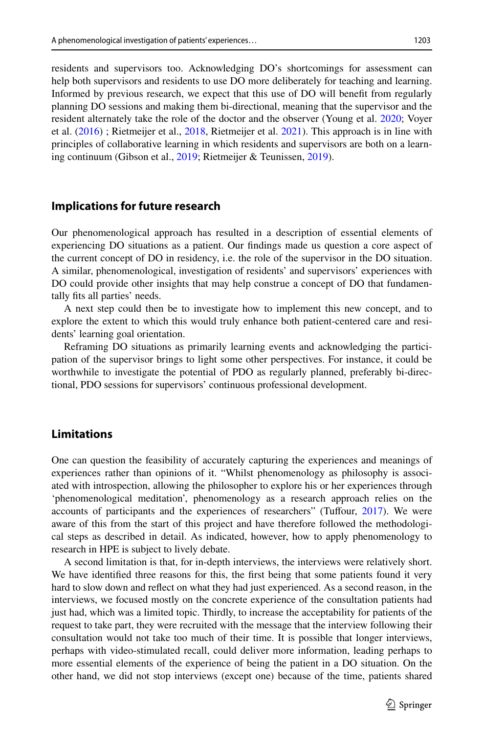residents and supervisors too. Acknowledging DO's shortcomings for assessment can help both supervisors and residents to use DO more deliberately for teaching and learning. Informed by previous research, we expect that this use of DO will benefit from regularly planning DO sessions and making them bi-directional, meaning that the supervisor and the resident alternately take the role of the doctor and the observer (Young et al. 2020; Voyer et al. (2016) ; Rietmeijer et al., 2018, Rietmeijer et al. 2021). This approach is in line with principles of collaborative learning in which residents and supervisors are both on a learning continuum (Gibson et al., 2019; Rietmeijer & Teunissen, 2019).

## Implications for future research

Our phenomenological approach has resulted in a description of essential elements of experiencing DO situations as a patient. Our findings made us question a core aspect of the current concept of DO in residency, i.e. the role of the supervisor in the DO situation. A similar, phenomenological, investigation of residents' and supervisors' experiences with DO could provide other insights that may help construe a concept of DO that fundamentally fits all parties' needs.

A next step could then be to investigate how to implement this new concept, and to explore the extent to which this would truly enhance both patient-centered care and residents' learning goal orientation.

Reframing DO situations as primarily learning events and acknowledging the participation of the supervisor brings to light some other perspectives. For instance, it could be worthwhile to investigate the potential of PDO as regularly planned, preferably bi-directional, PDO sessions for supervisors' continuous professional development.

## Limitations

One can question the feasibility of accurately capturing the experiences and meanings of experiences rather than opinions of it. "Whilst phenomenology as philosophy is associated with introspection, allowing the philosopher to explore his or her experiences through 'phenomenological meditation', phenomenology as a research approach relies on the accounts of participants and the experiences of researchers" (Tuffour, 2017). We were aware of this from the start of this project and have therefore followed the methodological steps as described in detail. As indicated, however, how to apply phenomenology to research in HPE is subject to lively debate.

A second limitation is that, for in-depth interviews, the interviews were relatively short. We have identified three reasons for this, the first being that some patients found it very hard to slow down and reflect on what they had just experienced. As a second reason, in the interviews, we focused mostly on the concrete experience of the consultation patients had just had, which was a limited topic. Thirdly, to increase the acceptability for patients of the request to take part, they were recruited with the message that the interview following their consultation would not take too much of their time. It is possible that longer interviews, perhaps with video-stimulated recall, could deliver more information, leading perhaps to more essential elements of the experience of being the patient in a DO situation. On the other hand, we did not stop interviews (except one) because of the time, patients shared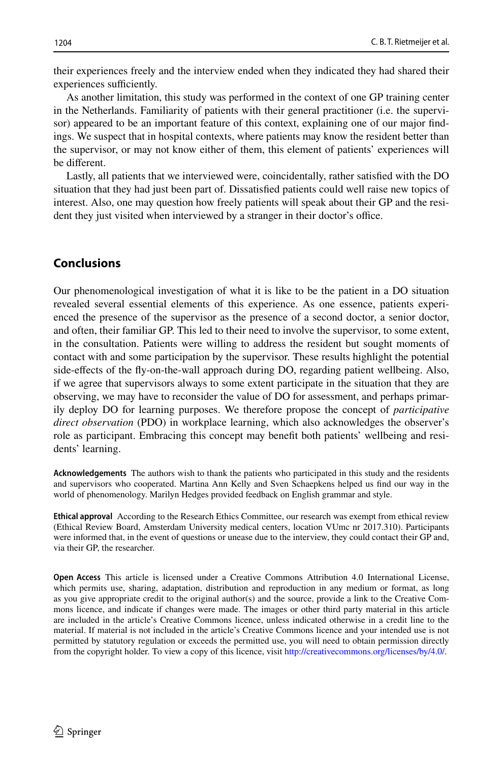their experiences freely and the interview ended when they indicated they had shared their experiences sufficiently.

As another limitation, this study was performed in the context of one GP training center in the Netherlands. Familiarity of patients with their general practitioner (i.e. the supervisor) appeared to be an important feature of this context, explaining one of our major findings. We suspect that in hospital contexts, where patients may know the resident better than the supervisor, or may not know either of them, this element of patients' experiences will be different.

Lastly, all patients that we interviewed were, coincidentally, rather satisfied with the DO situation that they had just been part of. Dissatisfied patients could well raise new topics of interest. Also, one may question how freely patients will speak about their GP and the resident they just visited when interviewed by a stranger in their doctor's office.

## Conclusions

Our phenomenological investigation of what it is like to be the patient in a DO situation revealed several essential elements of this experience. As one essence, patients experienced the presence of the supervisor as the presence of a second doctor, a senior doctor, and often, their familiar GP. This led to their need to involve the supervisor, to some extent, in the consultation. Patients were willing to address the resident but sought moments of contact with and some participation by the supervisor. These results highlight the potential side-effects of the fly-on-the-wall approach during DO, regarding patient wellbeing. Also, if we agree that supervisors always to some extent participate in the situation that they are observing, we may have to reconsider the value of DO for assessment, and perhaps primarily deploy DO for learning purposes. We therefore propose the concept of *participative direct observation* (PDO) in workplace learning, which also acknowledges the observer's role as participant. Embracing this concept may benefit both patients' wellbeing and residents' learning.

**Acknowledgements** The authors wish to thank the patients who participated in this study and the residents and supervisors who cooperated. Martina Ann Kelly and Sven Schaepkens helped us find our way in the world of phenomenology. Marilyn Hedges provided feedback on English grammar and style.

**Ethical approval** According to the Research Ethics Committee, our research was exempt from ethical review (Ethical Review Board, Amsterdam University medical centers, location VUmc nr 2017.310). Participants were informed that, in the event of questions or unease due to the interview, they could contact their GP and, via their GP, the researcher.

**Open Access** This article is licensed under a Creative Commons Attribution 4.0 International License, which permits use, sharing, adaptation, distribution and reproduction in any medium or format, as long as you give appropriate credit to the original author(s) and the source, provide a link to the Creative Commons licence, and indicate if changes were made. The images or other third party material in this article are included in the article's Creative Commons licence, unless indicated otherwise in a credit line to the material. If material is not included in the article's Creative Commons licence and your intended use is not permitted by statutory regulation or exceeds the permitted use, you will need to obtain permission directly from the copyright holder. To view a copy of this licence, visit http://creativecommons.org/licenses/by/4.0/.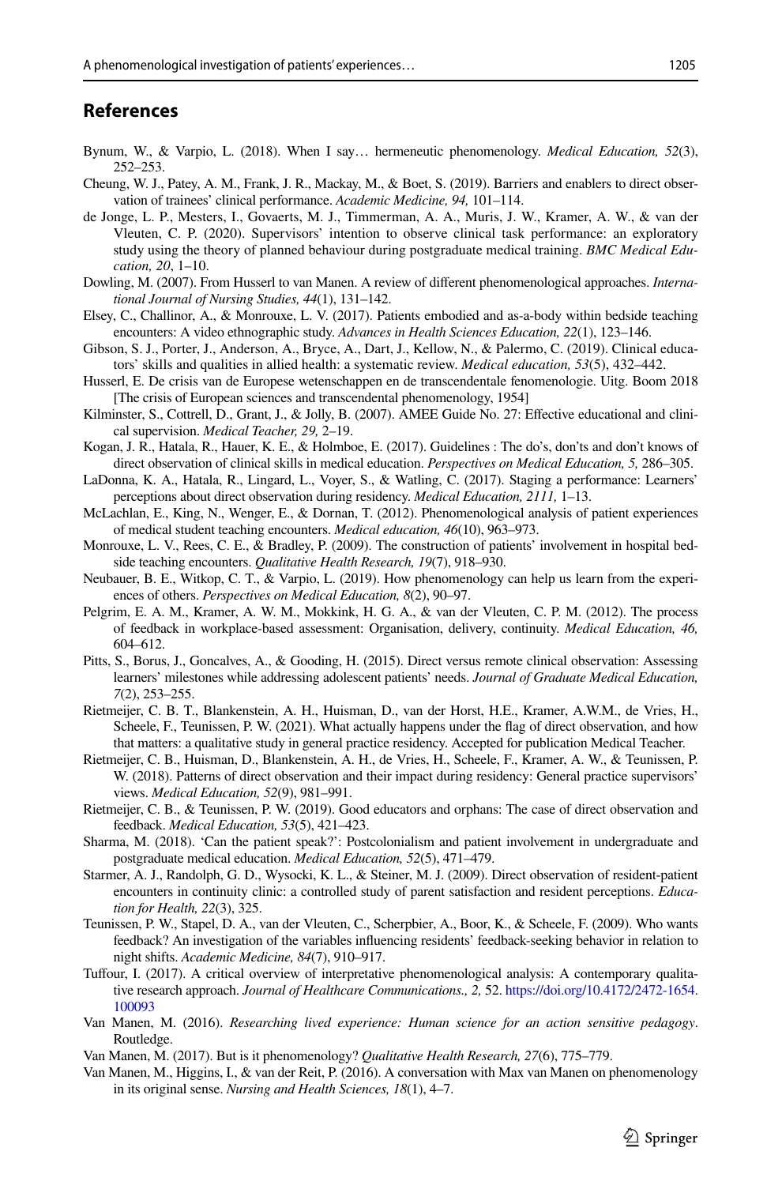## References

Bynum, W., & Varpio, L. (2018). When I say… hermeneutic phenomenology. *Medical Education, 52*(3), 252–253.

Cheung, W. J., Patey, A. M., Frank, J. R., Mackay, M., & Boet, S. (2019). Barriers and enablers to direct observation of trainees' clinical performance. *Academic Medicine, 94,* 101–114.

de Jonge, L. P., Mesters, I., Govaerts, M. J., Timmerman, A. A., Muris, J. W., Kramer, A. W., & van der Vleuten, C. P. (2020). Supervisors' intention to observe clinical task performance: an exploratory study using the theory of planned behaviour during postgraduate medical training. *BMC Medical Education, 20*, 1–10.

Dowling, M. (2007). From Husserl to van Manen. A review of different phenomenological approaches. *International Journal of Nursing Studies, 44*(1), 131–142.

Elsey, C., Challinor, A., & Monrouxe, L. V. (2017). Patients embodied and as-a-body within bedside teaching encounters: A video ethnographic study. *Advances in Health Sciences Education, 22*(1), 123–146.

Gibson, S. J., Porter, J., Anderson, A., Bryce, A., Dart, J., Kellow, N., & Palermo, C. (2019). Clinical educators' skills and qualities in allied health: a systematic review. *Medical education, 53*(5), 432–442.

Husserl, E. De crisis van de Europese wetenschappen en de transcendentale fenomenologie. Uitg. Boom 2018 [The crisis of European sciences and transcendental phenomenology, 1954]

Kilminster, S., Cottrell, D., Grant, J., & Jolly, B. (2007). AMEE Guide No. 27: Effective educational and clinical supervision. *Medical Teacher, 29,* 2–19.

Kogan, J. R., Hatala, R., Hauer, K. E., & Holmboe, E. (2017). Guidelines : The do's, don'ts and don't knows of direct observation of clinical skills in medical education. *Perspectives on Medical Education, 5,* 286–305.

LaDonna, K. A., Hatala, R., Lingard, L., Voyer, S., & Watling, C. (2017). Staging a performance: Learners' perceptions about direct observation during residency. *Medical Education, 2111,* 1–13.

McLachlan, E., King, N., Wenger, E., & Dornan, T. (2012). Phenomenological analysis of patient experiences of medical student teaching encounters. *Medical education, 46*(10), 963–973.

Monrouxe, L. V., Rees, C. E., & Bradley, P. (2009). The construction of patients' involvement in hospital bedside teaching encounters. *Qualitative Health Research, 19*(7), 918–930.

Neubauer, B. E., Witkop, C. T., & Varpio, L. (2019). How phenomenology can help us learn from the experiences of others. *Perspectives on Medical Education, 8*(2), 90–97.

Pelgrim, E. A. M., Kramer, A. W. M., Mokkink, H. G. A., & van der Vleuten, C. P. M. (2012). The process of feedback in workplace-based assessment: Organisation, delivery, continuity. *Medical Education, 46,* 604–612.

Pitts, S., Borus, J., Goncalves, A., & Gooding, H. (2015). Direct versus remote clinical observation: Assessing learners' milestones while addressing adolescent patients' needs. *Journal of Graduate Medical Education, 7*(2), 253–255.

Rietmeijer, C. B. T., Blankenstein, A. H., Huisman, D., van der Horst, H.E., Kramer, A.W.M., de Vries, H., Scheele, F., Teunissen, P. W. (2021). What actually happens under the flag of direct observation, and how that matters: a qualitative study in general practice residency. Accepted for publication Medical Teacher.

Rietmeijer, C. B., Huisman, D., Blankenstein, A. H., de Vries, H., Scheele, F., Kramer, A. W., & Teunissen, P. W. (2018). Patterns of direct observation and their impact during residency: General practice supervisors' views. *Medical Education, 52*(9), 981–991.

Rietmeijer, C. B., & Teunissen, P. W. (2019). Good educators and orphans: The case of direct observation and feedback. *Medical Education, 53*(5), 421–423.

Sharma, M. (2018). 'Can the patient speak?': Postcolonialism and patient involvement in undergraduate and postgraduate medical education. *Medical Education, 52*(5), 471–479.

Starmer, A. J., Randolph, G. D., Wysocki, K. L., & Steiner, M. J. (2009). Direct observation of resident-patient encounters in continuity clinic: a controlled study of parent satisfaction and resident perceptions. *Education for Health, 22*(3), 325.

Teunissen, P. W., Stapel, D. A., van der Vleuten, C., Scherpbier, A., Boor, K., & Scheele, F. (2009). Who wants feedback? An investigation of the variables influencing residents' feedback-seeking behavior in relation to night shifts. *Academic Medicine, 84*(7), 910–917.

Tuffour, I. (2017). A critical overview of interpretative phenomenological analysis: A contemporary qualitative research approach. *Journal of Healthcare Communications., 2,* 52. https://doi.org/10.4172/2472-1654.100093

Van Manen, M. (2016). *Researching lived experience: Human science for an action sensitive pedagogy*. Routledge.

Van Manen, M. (2017). But is it phenomenology? *Qualitative Health Research, 27*(6), 775–779.

Van Manen, M., Higgins, I., & van der Reit, P. (2016). A conversation with Max van Manen on phenomenology in its original sense. *Nursing and Health Sciences, 18*(1), 4–7.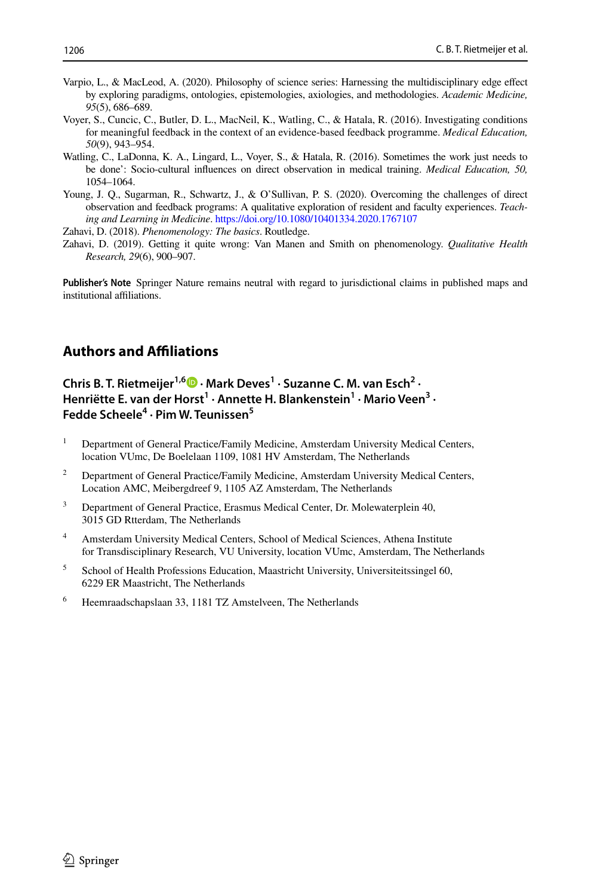Varpio, L., & MacLeod, A. (2020). Philosophy of science series: Harnessing the multidisciplinary edge effect by exploring paradigms, ontologies, epistemologies, axiologies, and methodologies. *Academic Medicine, 95*(5), 686–689.

Voyer, S., Cuncic, C., Butler, D. L., MacNeil, K., Watling, C., & Hatala, R. (2016). Investigating conditions for meaningful feedback in the context of an evidence-based feedback programme. *Medical Education, 50*(9), 943–954.

Watling, C., LaDonna, K. A., Lingard, L., Voyer, S., & Hatala, R. (2016). Sometimes the work just needs to be done': Socio-cultural influences on direct observation in medical training. *Medical Education, 50,* 1054–1064.

Young, J. Q., Sugarman, R., Schwartz, J., & O'Sullivan, P. S. (2020). Overcoming the challenges of direct observation and feedback programs: A qualitative exploration of resident and faculty experiences. *Teaching and Learning in Medicine*. https://doi.org/10.1080/10401334.2020.1767107

Zahavi, D. (2018). *Phenomenology: The basics*. Routledge.

Zahavi, D. (2019). Getting it quite wrong: Van Manen and Smith on phenomenology. *Qualitative Health Research, 29*(6), 900–907.

**Publisher's Note** Springer Nature remains neutral with regard to jurisdictional claims in published maps and institutional affiliations.

## Authors and Affiliations

**Chris B. T. Rietmeijer[1,6] · Mark Deves[1] · Suzanne C. M. van Esch[2] · Henriëtte E. van der Horst[1] · Annette H. Blankenstein[1] · Mario Veen[3] · Fedde Scheele[4] · Pim W. Teunissen[5]**

[1] Department of General Practice/Family Medicine, Amsterdam University Medical Centers, location VUmc, De Boelelaan 1109, 1081 HV Amsterdam, The Netherlands

[2] Department of General Practice/Family Medicine, Amsterdam University Medical Centers, Location AMC, Meibergdreef 9, 1105 AZ Amsterdam, The Netherlands

[3] Department of General Practice, Erasmus Medical Center, Dr. Molewaterplein 40, 3015 GD Rtterdam, The Netherlands

[4] Amsterdam University Medical Centers, School of Medical Sciences, Athena Institute for Transdisciplinary Research, VU University, location VUmc, Amsterdam, The Netherlands

[5] School of Health Professions Education, Maastricht University, Universiteitssingel 60, 6229 ER Maastricht, The Netherlands

[6] Heemraadschapslaan 33, 1181 TZ Amstelveen, The Netherlands